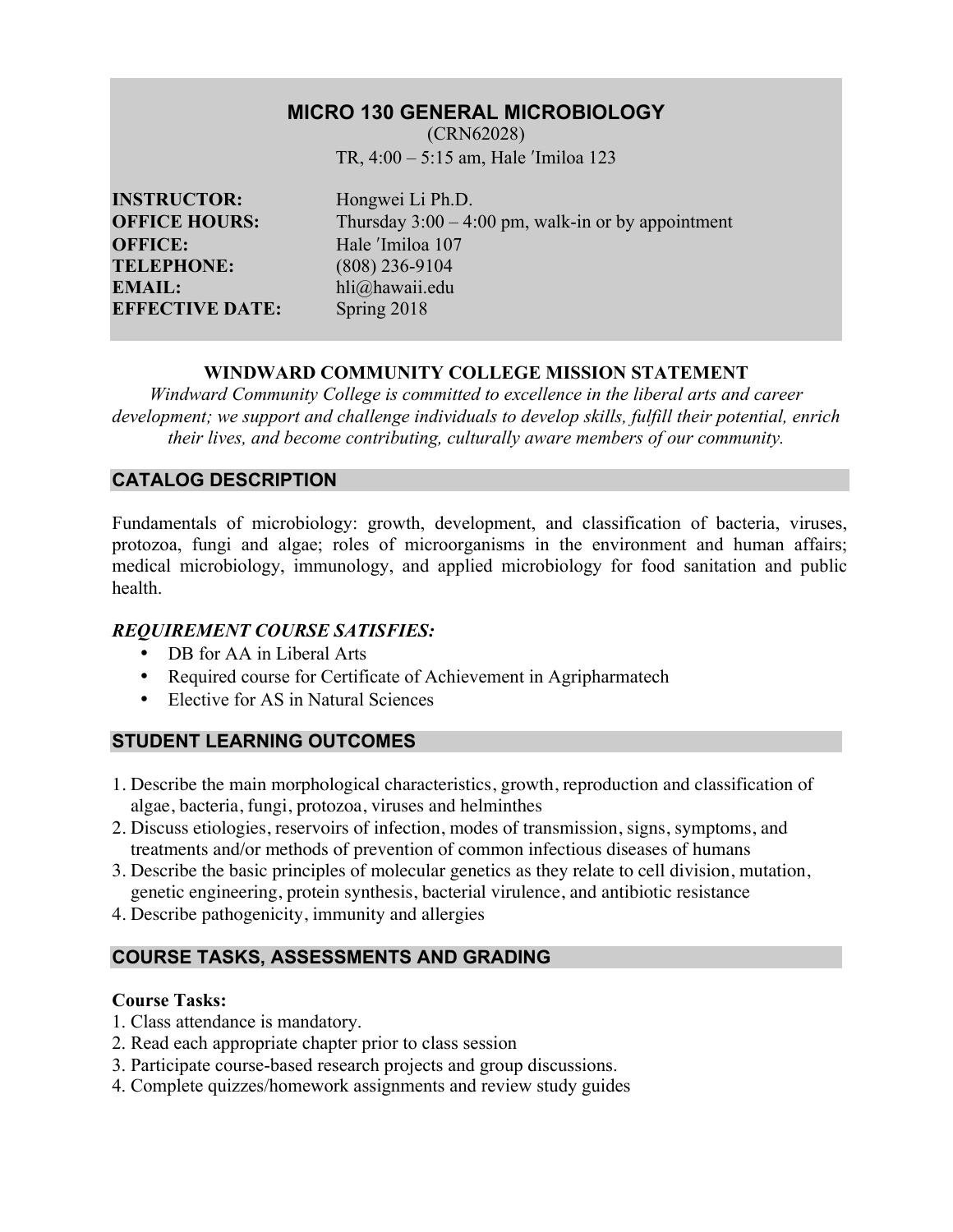# MICRO 130 GENERAL MICROBIOLOGY

(CRN62028)

TR, 4:00 – 5:15 am, Hale ʻImiloa 123

**INSTRUCTOR:** Hongwei Li Ph.D.
**OFFICE HOURS:** Thursday 3:00 – 4:00 pm, walk-in or by appointment
**OFFICE:** Hale ʻImiloa 107
**TELEPHONE:** (808) 236-9104
**EMAIL:** hli@hawaii.edu
**EFFECTIVE DATE:** Spring 2018

**WINDWARD COMMUNITY COLLEGE MISSION STATEMENT**

*Windward Community College is committed to excellence in the liberal arts and career development; we support and challenge individuals to develop skills, fulfill their potential, enrich their lives, and become contributing, culturally aware members of our community.*

## CATALOG DESCRIPTION

Fundamentals of microbiology: growth, development, and classification of bacteria, viruses, protozoa, fungi and algae; roles of microorganisms in the environment and human affairs; medical microbiology, immunology, and applied microbiology for food sanitation and public health.

### *REQUIREMENT COURSE SATISFIES:*

- DB for AA in Liberal Arts
- Required course for Certificate of Achievement in Agripharmatech
- Elective for AS in Natural Sciences

## STUDENT LEARNING OUTCOMES

1. Describe the main morphological characteristics, growth, reproduction and classification of algae, bacteria, fungi, protozoa, viruses and helminthes
2. Discuss etiologies, reservoirs of infection, modes of transmission, signs, symptoms, and treatments and/or methods of prevention of common infectious diseases of humans
3. Describe the basic principles of molecular genetics as they relate to cell division, mutation, genetic engineering, protein synthesis, bacterial virulence, and antibiotic resistance
4. Describe pathogenicity, immunity and allergies

## COURSE TASKS, ASSESSMENTS AND GRADING

**Course Tasks:**

1. Class attendance is mandatory.
2. Read each appropriate chapter prior to class session
3. Participate course-based research projects and group discussions.
4. Complete quizzes/homework assignments and review study guides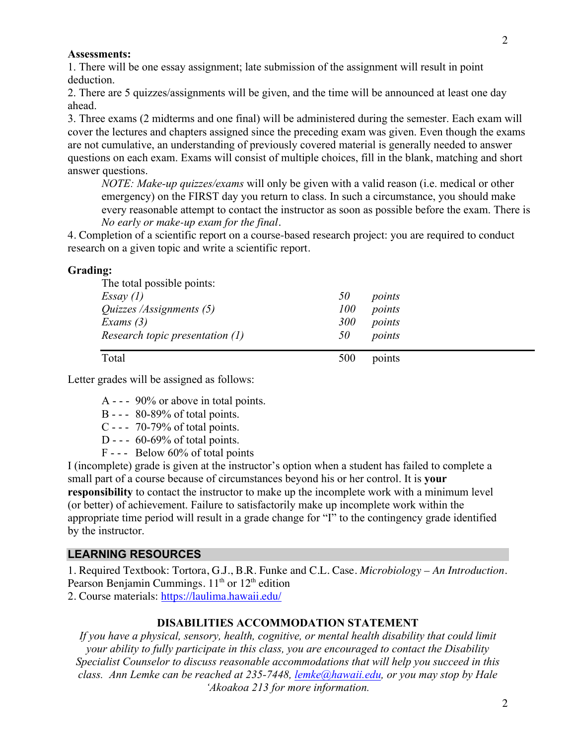**Assessments:**

1. There will be one essay assignment; late submission of the assignment will result in point deduction.
2. There are 5 quizzes/assignments will be given, and the time will be announced at least one day ahead.
3. Three exams (2 midterms and one final) will be administered during the semester. Each exam will cover the lectures and chapters assigned since the preceding exam was given. Even though the exams are not cumulative, an understanding of previously covered material is generally needed to answer questions on each exam. Exams will consist of multiple choices, fill in the blank, matching and short answer questions.

   *NOTE: Make-up quizzes/exams* will only be given with a valid reason (i.e. medical or other emergency) on the FIRST day you return to class. In such a circumstance, you should make every reasonable attempt to contact the instructor as soon as possible before the exam. There is *No early or make-up exam for the final*.

4. Completion of a scientific report on a course-based research project: you are required to conduct research on a given topic and write a scientific report.

**Grading:**

The total possible points:

| | | |
|---|---|---|
| *Essay (1)* | *50* | *points* |
| *Quizzes /Assignments (5)* | *100* | *points* |
| *Exams (3)* | *300* | *points* |
| *Research topic presentation (1)* | *50* | *points* |
| Total | 500 | points |

Letter grades will be assigned as follows:

- A - - - 90% or above in total points.
- B - - - 80-89% of total points.
- C - - - 70-79% of total points.
- D - - - 60-69% of total points.
- F - - - Below 60% of total points

I (incomplete) grade is given at the instructor's option when a student has failed to complete a small part of a course because of circumstances beyond his or her control. It is **your responsibility** to contact the instructor to make up the incomplete work with a minimum level (or better) of achievement. Failure to satisfactorily make up incomplete work within the appropriate time period will result in a grade change for "I" to the contingency grade identified by the instructor.

## LEARNING RESOURCES

1. Required Textbook: Tortora, G.J., B.R. Funke and C.L. Case. *Microbiology – An Introduction*. Pearson Benjamin Cummings. 11th or 12th edition
2. Course materials: https://laulima.hawaii.edu/

### DISABILITIES ACCOMMODATION STATEMENT

*If you have a physical, sensory, health, cognitive, or mental health disability that could limit your ability to fully participate in this class, you are encouraged to contact the Disability Specialist Counselor to discuss reasonable accommodations that will help you succeed in this class. Ann Lemke can be reached at 235-7448, lemke@hawaii.edu, or you may stop by Hale 'Akoakoa 213 for more information.*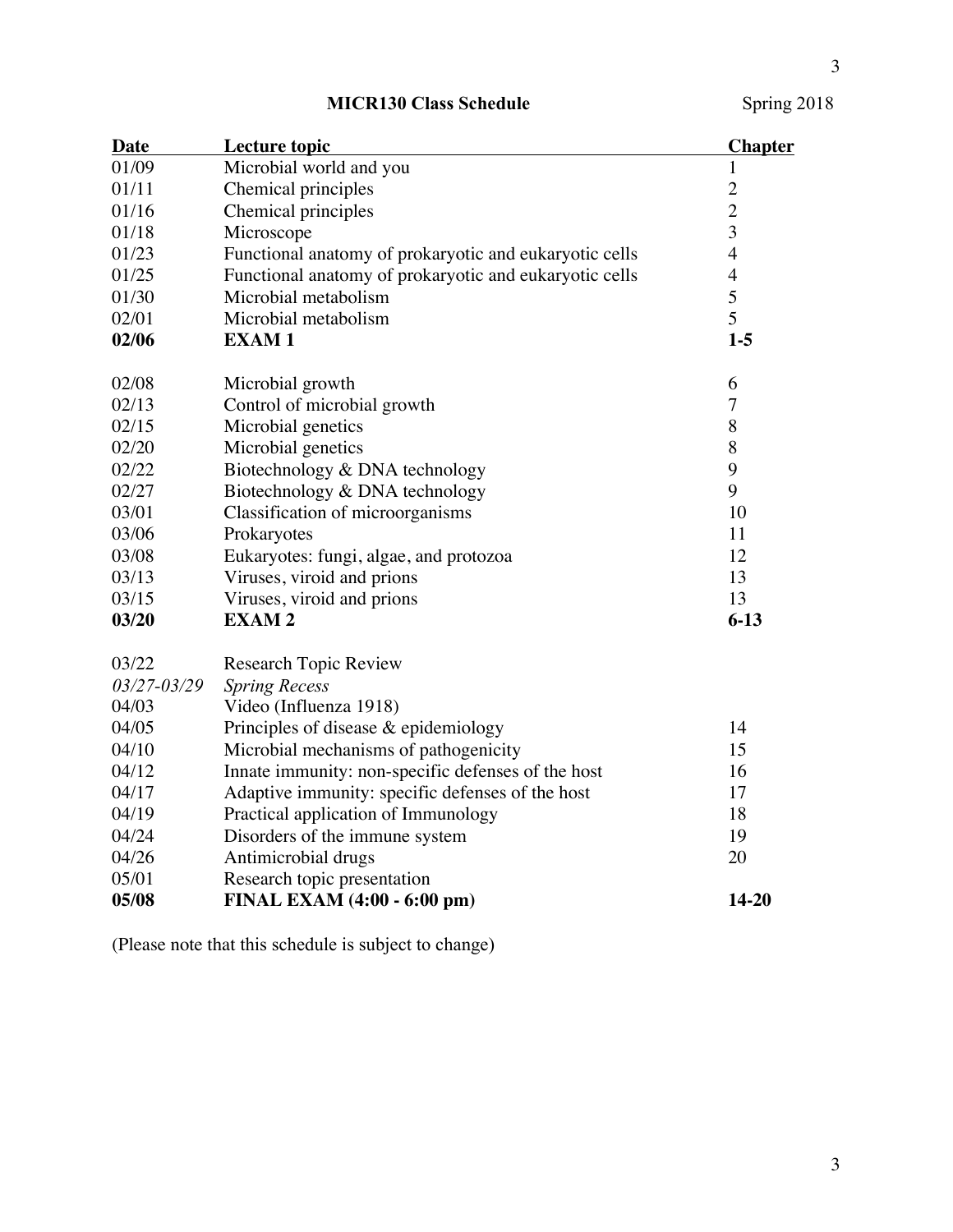**MICR130 Class Schedule** Spring 2018

| Date | Lecture topic | Chapter |
|---|---|---|
| 01/09 | Microbial world and you | 1 |
| 01/11 | Chemical principles | 2 |
| 01/16 | Chemical principles | 2 |
| 01/18 | Microscope | 3 |
| 01/23 | Functional anatomy of prokaryotic and eukaryotic cells | 4 |
| 01/25 | Functional anatomy of prokaryotic and eukaryotic cells | 4 |
| 01/30 | Microbial metabolism | 5 |
| 02/01 | Microbial metabolism | 5 |
| **02/06** | **EXAM 1** | **1-5** |
| 02/08 | Microbial growth | 6 |
| 02/13 | Control of microbial growth | 7 |
| 02/15 | Microbial genetics | 8 |
| 02/20 | Microbial genetics | 8 |
| 02/22 | Biotechnology & DNA technology | 9 |
| 02/27 | Biotechnology & DNA technology | 9 |
| 03/01 | Classification of microorganisms | 10 |
| 03/06 | Prokaryotes | 11 |
| 03/08 | Eukaryotes: fungi, algae, and protozoa | 12 |
| 03/13 | Viruses, viroid and prions | 13 |
| 03/15 | Viruses, viroid and prions | 13 |
| **03/20** | **EXAM 2** | **6-13** |
| 03/22 | Research Topic Review | |
| *03/27-03/29* | *Spring Recess* | |
| 04/03 | Video (Influenza 1918) | |
| 04/05 | Principles of disease & epidemiology | 14 |
| 04/10 | Microbial mechanisms of pathogenicity | 15 |
| 04/12 | Innate immunity: non-specific defenses of the host | 16 |
| 04/17 | Adaptive immunity: specific defenses of the host | 17 |
| 04/19 | Practical application of Immunology | 18 |
| 04/24 | Disorders of the immune system | 19 |
| 04/26 | Antimicrobial drugs | 20 |
| 05/01 | Research topic presentation | |
| **05/08** | **FINAL EXAM (4:00 - 6:00 pm)** | **14-20** |

(Please note that this schedule is subject to change)